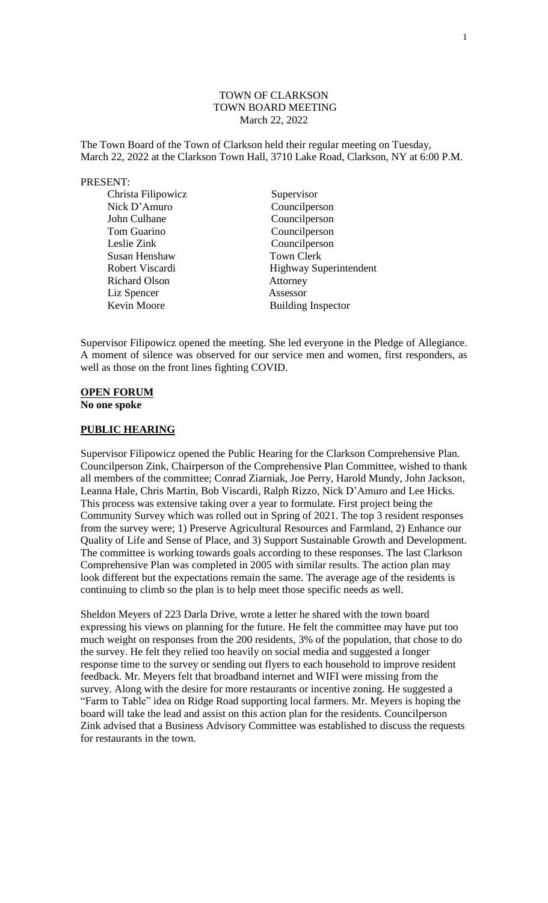# TOWN OF CLARKSON
## TOWN BOARD MEETING
### March 22, 2022

The Town Board of the Town of Clarkson held their regular meeting on Tuesday, March 22, 2022 at the Clarkson Town Hall, 3710 Lake Road, Clarkson, NY at 6:00 P.M.

PRESENT:

| | |
|---|---|
| Christa Filipowicz | Supervisor |
| Nick D'Amuro | Councilperson |
| John Culhane | Councilperson |
| Tom Guarino | Councilperson |
| Leslie Zink | Councilperson |
| Susan Henshaw | Town Clerk |
| Robert Viscardi | Highway Superintendent |
| Richard Olson | Attorney |
| Liz Spencer | Assessor |
| Kevin Moore | Building Inspector |

Supervisor Filipowicz opened the meeting. She led everyone in the Pledge of Allegiance. A moment of silence was observed for our service men and women, first responders, as well as those on the front lines fighting COVID.

**OPEN FORUM**

**No one spoke**

**PUBLIC HEARING**

Supervisor Filipowicz opened the Public Hearing for the Clarkson Comprehensive Plan. Councilperson Zink, Chairperson of the Comprehensive Plan Committee, wished to thank all members of the committee; Conrad Ziarniak, Joe Perry, Harold Mundy, John Jackson, Leanna Hale, Chris Martin, Bob Viscardi, Ralph Rizzo, Nick D'Amuro and Lee Hicks. This process was extensive taking over a year to formulate. First project being the Community Survey which was rolled out in Spring of 2021. The top 3 resident responses from the survey were; 1) Preserve Agricultural Resources and Farmland, 2) Enhance our Quality of Life and Sense of Place, and 3) Support Sustainable Growth and Development. The committee is working towards goals according to these responses. The last Clarkson Comprehensive Plan was completed in 2005 with similar results. The action plan may look different but the expectations remain the same. The average age of the residents is continuing to climb so the plan is to help meet those specific needs as well.

Sheldon Meyers of 223 Darla Drive, wrote a letter he shared with the town board expressing his views on planning for the future. He felt the committee may have put too much weight on responses from the 200 residents, 3% of the population, that chose to do the survey. He felt they relied too heavily on social media and suggested a longer response time to the survey or sending out flyers to each household to improve resident feedback. Mr. Meyers felt that broadband internet and WIFI were missing from the survey. Along with the desire for more restaurants or incentive zoning. He suggested a "Farm to Table" idea on Ridge Road supporting local farmers. Mr. Meyers is hoping the board will take the lead and assist on this action plan for the residents. Councilperson Zink advised that a Business Advisory Committee was established to discuss the requests for restaurants in the town.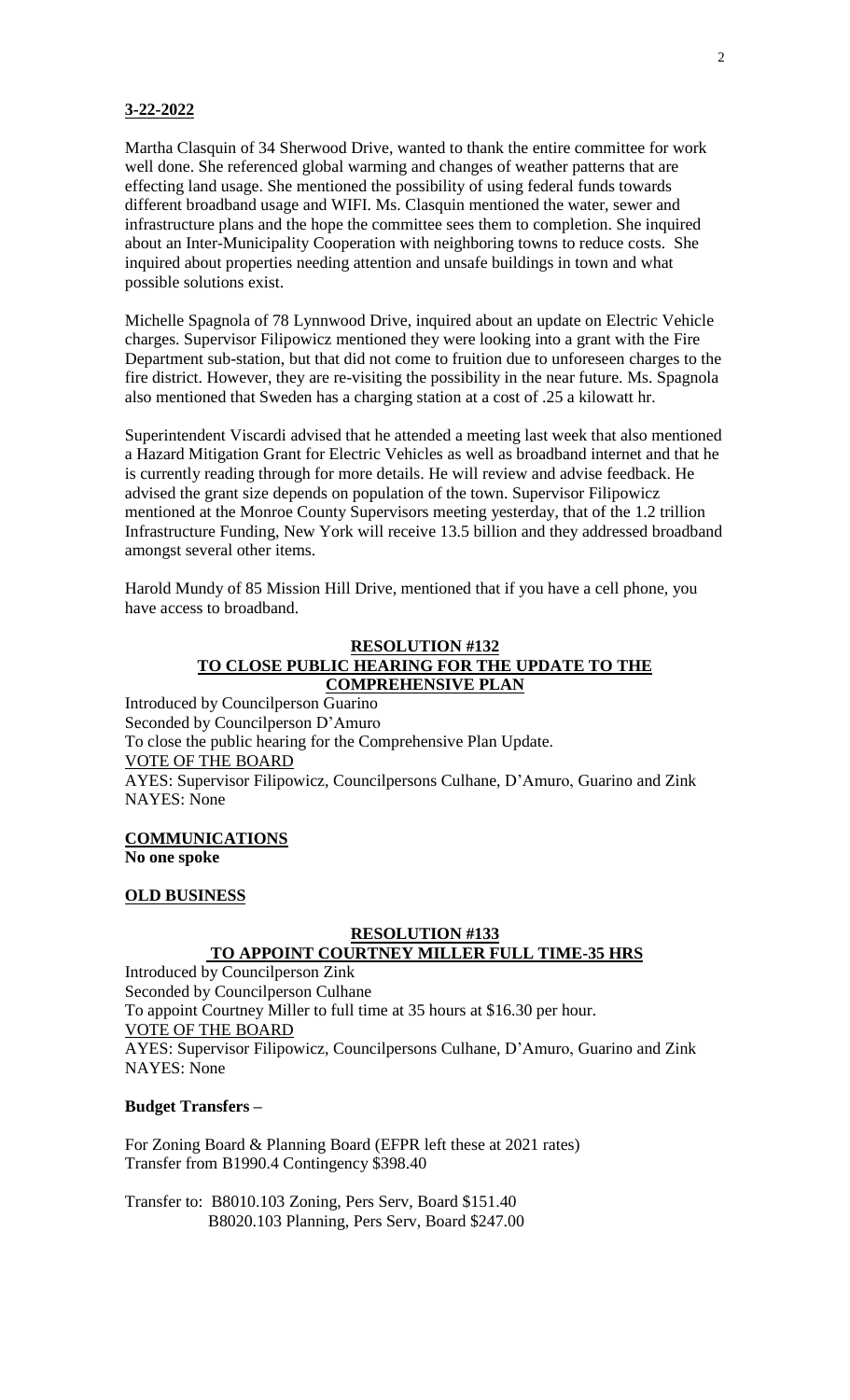**3-22-2022**

Martha Clasquin of 34 Sherwood Drive, wanted to thank the entire committee for work well done. She referenced global warming and changes of weather patterns that are effecting land usage. She mentioned the possibility of using federal funds towards different broadband usage and WIFI. Ms. Clasquin mentioned the water, sewer and infrastructure plans and the hope the committee sees them to completion. She inquired about an Inter-Municipality Cooperation with neighboring towns to reduce costs. She inquired about properties needing attention and unsafe buildings in town and what possible solutions exist.

Michelle Spagnola of 78 Lynnwood Drive, inquired about an update on Electric Vehicle charges. Supervisor Filipowicz mentioned they were looking into a grant with the Fire Department sub-station, but that did not come to fruition due to unforeseen charges to the fire district. However, they are re-visiting the possibility in the near future. Ms. Spagnola also mentioned that Sweden has a charging station at a cost of .25 a kilowatt hr.

Superintendent Viscardi advised that he attended a meeting last week that also mentioned a Hazard Mitigation Grant for Electric Vehicles as well as broadband internet and that he is currently reading through for more details. He will review and advise feedback. He advised the grant size depends on population of the town. Supervisor Filipowicz mentioned at the Monroe County Supervisors meeting yesterday, that of the 1.2 trillion Infrastructure Funding, New York will receive 13.5 billion and they addressed broadband amongst several other items.

Harold Mundy of 85 Mission Hill Drive, mentioned that if you have a cell phone, you have access to broadband.

**RESOLUTION #132**
**TO CLOSE PUBLIC HEARING FOR THE UPDATE TO THE COMPREHENSIVE PLAN**

Introduced by Councilperson Guarino
Seconded by Councilperson D'Amuro
To close the public hearing for the Comprehensive Plan Update.
VOTE OF THE BOARD
AYES: Supervisor Filipowicz, Councilpersons Culhane, D'Amuro, Guarino and Zink
NAYES: None

**COMMUNICATIONS**
**No one spoke**

**OLD BUSINESS**

**RESOLUTION #133**
**TO APPOINT COURTNEY MILLER FULL TIME-35 HRS**

Introduced by Councilperson Zink
Seconded by Councilperson Culhane
To appoint Courtney Miller to full time at 35 hours at $16.30 per hour.
VOTE OF THE BOARD
AYES: Supervisor Filipowicz, Councilpersons Culhane, D'Amuro, Guarino and Zink
NAYES: None

**Budget Transfers –**

For Zoning Board & Planning Board (EFPR left these at 2021 rates)
Transfer from B1990.4 Contingency $398.40

Transfer to: B8010.103 Zoning, Pers Serv, Board $151.40
B8020.103 Planning, Pers Serv, Board $247.00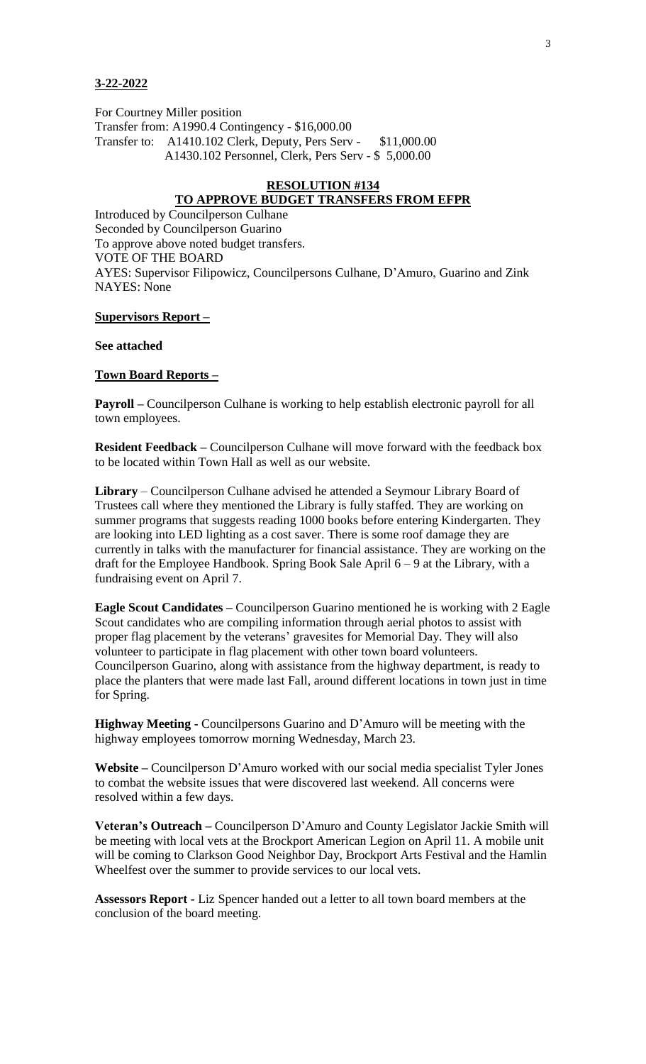**3-22-2022**

For Courtney Miller position
Transfer from: A1990.4 Contingency - $16,000.00
Transfer to: A1410.102 Clerk, Deputy, Pers Serv - $11,000.00
A1430.102 Personnel, Clerk, Pers Serv - $ 5,000.00

**RESOLUTION #134**
**TO APPROVE BUDGET TRANSFERS FROM EFPR**

Introduced by Councilperson Culhane
Seconded by Councilperson Guarino
To approve above noted budget transfers.
VOTE OF THE BOARD
AYES: Supervisor Filipowicz, Councilpersons Culhane, D'Amuro, Guarino and Zink
NAYES: None

**Supervisors Report –**

**See attached**

**Town Board Reports –**

**Payroll –** Councilperson Culhane is working to help establish electronic payroll for all town employees.

**Resident Feedback –** Councilperson Culhane will move forward with the feedback box to be located within Town Hall as well as our website.

**Library** – Councilperson Culhane advised he attended a Seymour Library Board of Trustees call where they mentioned the Library is fully staffed. They are working on summer programs that suggests reading 1000 books before entering Kindergarten. They are looking into LED lighting as a cost saver. There is some roof damage they are currently in talks with the manufacturer for financial assistance. They are working on the draft for the Employee Handbook. Spring Book Sale April 6 – 9 at the Library, with a fundraising event on April 7.

**Eagle Scout Candidates –** Councilperson Guarino mentioned he is working with 2 Eagle Scout candidates who are compiling information through aerial photos to assist with proper flag placement by the veterans' gravesites for Memorial Day. They will also volunteer to participate in flag placement with other town board volunteers. Councilperson Guarino, along with assistance from the highway department, is ready to place the planters that were made last Fall, around different locations in town just in time for Spring.

**Highway Meeting -** Councilpersons Guarino and D'Amuro will be meeting with the highway employees tomorrow morning Wednesday, March 23.

**Website –** Councilperson D'Amuro worked with our social media specialist Tyler Jones to combat the website issues that were discovered last weekend. All concerns were resolved within a few days.

**Veteran's Outreach –** Councilperson D'Amuro and County Legislator Jackie Smith will be meeting with local vets at the Brockport American Legion on April 11. A mobile unit will be coming to Clarkson Good Neighbor Day, Brockport Arts Festival and the Hamlin Wheelfest over the summer to provide services to our local vets.

**Assessors Report -** Liz Spencer handed out a letter to all town board members at the conclusion of the board meeting.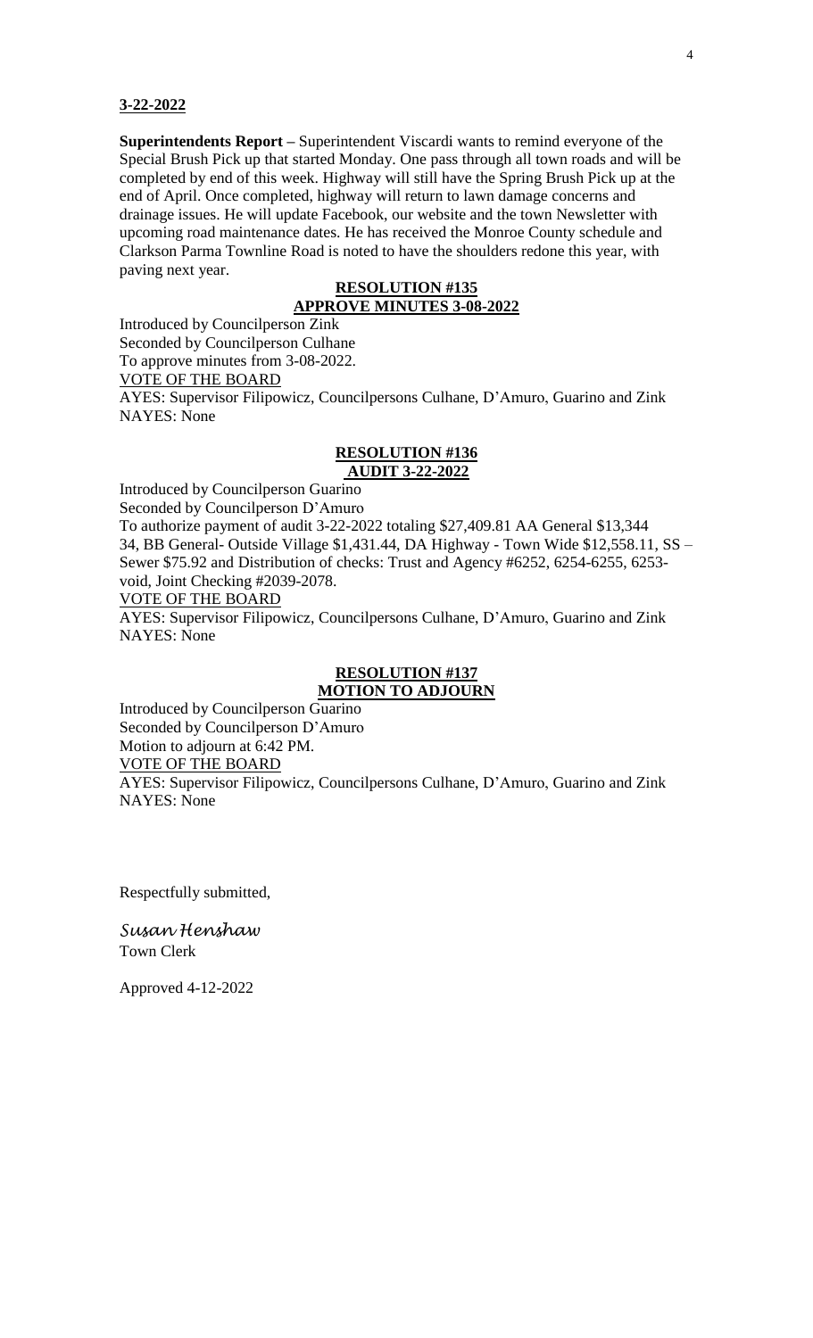**3-22-2022**

**Superintendents Report –** Superintendent Viscardi wants to remind everyone of the Special Brush Pick up that started Monday. One pass through all town roads and will be completed by end of this week. Highway will still have the Spring Brush Pick up at the end of April. Once completed, highway will return to lawn damage concerns and drainage issues. He will update Facebook, our website and the town Newsletter with upcoming road maintenance dates. He has received the Monroe County schedule and Clarkson Parma Townline Road is noted to have the shoulders redone this year, with paving next year.

**RESOLUTION #135**
**APPROVE MINUTES 3-08-2022**

Introduced by Councilperson Zink
Seconded by Councilperson Culhane
To approve minutes from 3-08-2022.
VOTE OF THE BOARD
AYES: Supervisor Filipowicz, Councilpersons Culhane, D'Amuro, Guarino and Zink
NAYES: None

**RESOLUTION #136**
**AUDIT 3-22-2022**

Introduced by Councilperson Guarino
Seconded by Councilperson D'Amuro
To authorize payment of audit 3-22-2022 totaling $27,409.81 AA General $13,344 34, BB General- Outside Village $1,431.44, DA Highway - Town Wide $12,558.11, SS – Sewer $75.92 and Distribution of checks: Trust and Agency #6252, 6254-6255, 6253-void, Joint Checking #2039-2078.
VOTE OF THE BOARD
AYES: Supervisor Filipowicz, Councilpersons Culhane, D'Amuro, Guarino and Zink
NAYES: None

**RESOLUTION #137**
**MOTION TO ADJOURN**

Introduced by Councilperson Guarino
Seconded by Councilperson D'Amuro
Motion to adjourn at 6:42 PM.
VOTE OF THE BOARD
AYES: Supervisor Filipowicz, Councilpersons Culhane, D'Amuro, Guarino and Zink
NAYES: None

Respectfully submitted,

*Susan Henshaw*
Town Clerk

Approved 4-12-2022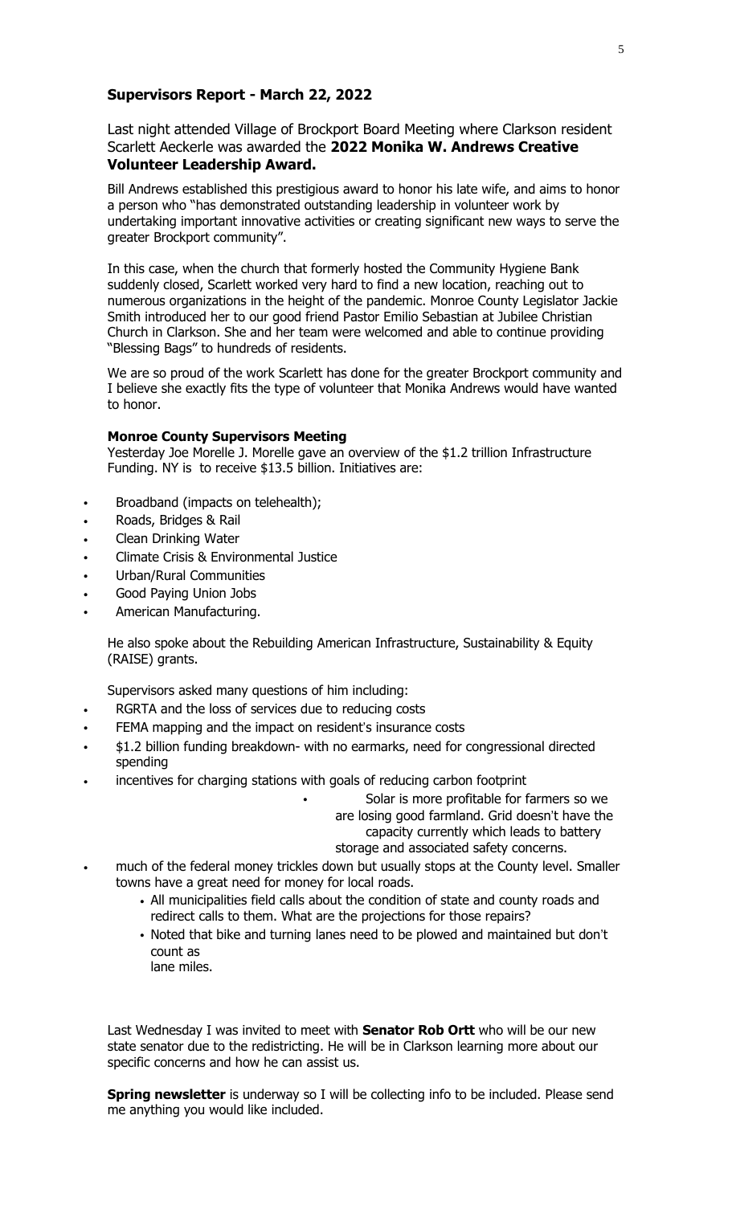### Supervisors Report - March 22, 2022

Last night attended Village of Brockport Board Meeting where Clarkson resident Scarlett Aeckerle was awarded the **2022 Monika W. Andrews Creative Volunteer Leadership Award.**

Bill Andrews established this prestigious award to honor his late wife, and aims to honor a person who "has demonstrated outstanding leadership in volunteer work by undertaking important innovative activities or creating significant new ways to serve the greater Brockport community".

In this case, when the church that formerly hosted the Community Hygiene Bank suddenly closed, Scarlett worked very hard to find a new location, reaching out to numerous organizations in the height of the pandemic. Monroe County Legislator Jackie Smith introduced her to our good friend Pastor Emilio Sebastian at Jubilee Christian Church in Clarkson. She and her team were welcomed and able to continue providing "Blessing Bags" to hundreds of residents.

We are so proud of the work Scarlett has done for the greater Brockport community and I believe she exactly fits the type of volunteer that Monika Andrews would have wanted to honor.

**Monroe County Supervisors Meeting**

Yesterday Joe Morelle J. Morelle gave an overview of the $1.2 trillion Infrastructure Funding. NY is to receive $13.5 billion. Initiatives are:

- Broadband (impacts on telehealth);
- Roads, Bridges & Rail
- Clean Drinking Water
- Climate Crisis & Environmental Justice
- Urban/Rural Communities
- Good Paying Union Jobs
- American Manufacturing.

He also spoke about the Rebuilding American Infrastructure, Sustainability & Equity (RAISE) grants.

Supervisors asked many questions of him including:

- RGRTA and the loss of services due to reducing costs
- FEMA mapping and the impact on resident's insurance costs
- $1.2 billion funding breakdown- with no earmarks, need for congressional directed spending
- incentives for charging stations with goals of reducing carbon footprint
    - Solar is more profitable for farmers so we are losing good farmland. Grid doesn't have the capacity currently which leads to battery storage and associated safety concerns.
- much of the federal money trickles down but usually stops at the County level. Smaller towns have a great need for money for local roads.
    - All municipalities field calls about the condition of state and county roads and redirect calls to them. What are the projections for those repairs?
    - Noted that bike and turning lanes need to be plowed and maintained but don't count as lane miles.

Last Wednesday I was invited to meet with **Senator Rob Ortt** who will be our new state senator due to the redistricting. He will be in Clarkson learning more about our specific concerns and how he can assist us.

**Spring newsletter** is underway so I will be collecting info to be included. Please send me anything you would like included.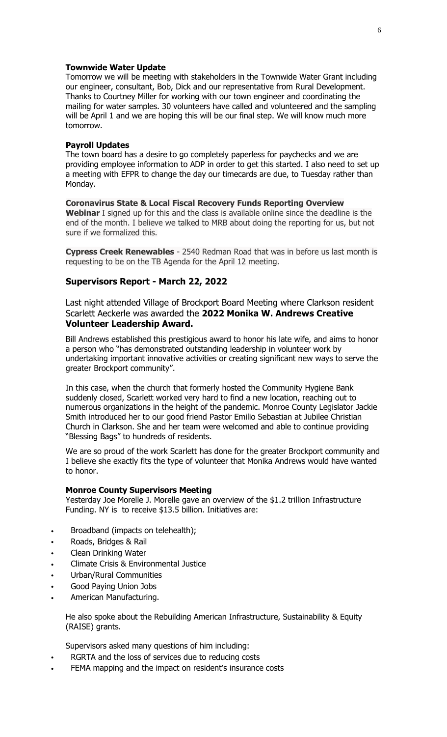**Townwide Water Update**

Tomorrow we will be meeting with stakeholders in the Townwide Water Grant including our engineer, consultant, Bob, Dick and our representative from Rural Development. Thanks to Courtney Miller for working with our town engineer and coordinating the mailing for water samples. 30 volunteers have called and volunteered and the sampling will be April 1 and we are hoping this will be our final step. We will know much more tomorrow.

**Payroll Updates**

The town board has a desire to go completely paperless for paychecks and we are providing employee information to ADP in order to get this started. I also need to set up a meeting with EFPR to change the day our timecards are due, to Tuesday rather than Monday.

**Coronavirus State & Local Fiscal Recovery Funds Reporting Overview Webinar** I signed up for this and the class is available online since the deadline is the end of the month. I believe we talked to MRB about doing the reporting for us, but not sure if we formalized this.

**Cypress Creek Renewables** - 2540 Redman Road that was in before us last month is requesting to be on the TB Agenda for the April 12 meeting.

## Supervisors Report - March 22, 2022

Last night attended Village of Brockport Board Meeting where Clarkson resident Scarlett Aeckerle was awarded the **2022 Monika W. Andrews Creative Volunteer Leadership Award.**

Bill Andrews established this prestigious award to honor his late wife, and aims to honor a person who "has demonstrated outstanding leadership in volunteer work by undertaking important innovative activities or creating significant new ways to serve the greater Brockport community".

In this case, when the church that formerly hosted the Community Hygiene Bank suddenly closed, Scarlett worked very hard to find a new location, reaching out to numerous organizations in the height of the pandemic. Monroe County Legislator Jackie Smith introduced her to our good friend Pastor Emilio Sebastian at Jubilee Christian Church in Clarkson. She and her team were welcomed and able to continue providing "Blessing Bags" to hundreds of residents.

We are so proud of the work Scarlett has done for the greater Brockport community and I believe she exactly fits the type of volunteer that Monika Andrews would have wanted to honor.

**Monroe County Supervisors Meeting**

Yesterday Joe Morelle J. Morelle gave an overview of the $1.2 trillion Infrastructure Funding. NY is to receive $13.5 billion. Initiatives are:

- Broadband (impacts on telehealth);
- Roads, Bridges & Rail
- Clean Drinking Water
- Climate Crisis & Environmental Justice
- Urban/Rural Communities
- Good Paying Union Jobs
- American Manufacturing.

He also spoke about the Rebuilding American Infrastructure, Sustainability & Equity (RAISE) grants.

Supervisors asked many questions of him including:

- RGRTA and the loss of services due to reducing costs
- FEMA mapping and the impact on resident's insurance costs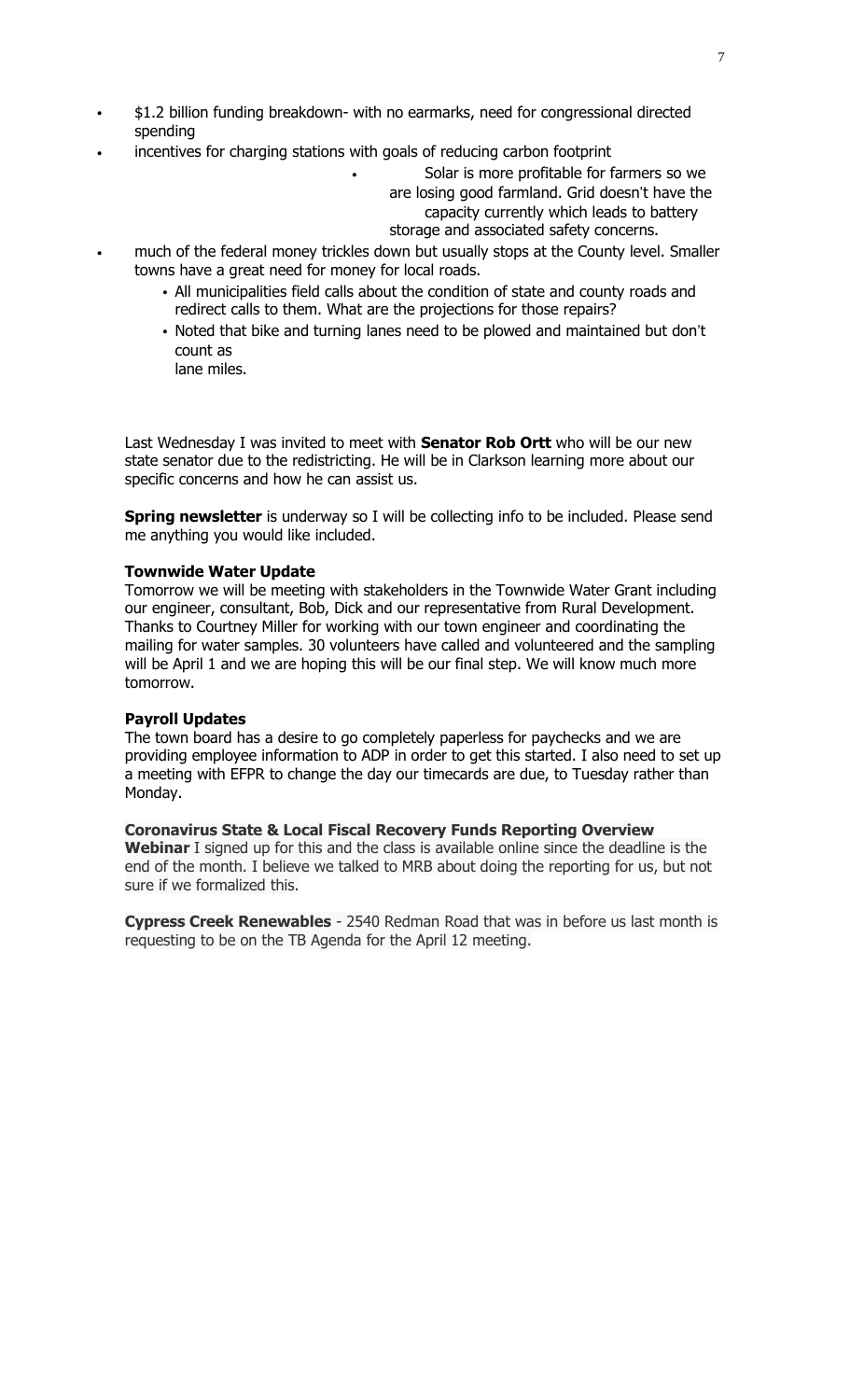- $1.2 billion funding breakdown- with no earmarks, need for congressional directed spending
- incentives for charging stations with goals of reducing carbon footprint
    - Solar is more profitable for farmers so we are losing good farmland. Grid doesn't have the capacity currently which leads to battery storage and associated safety concerns.
- much of the federal money trickles down but usually stops at the County level. Smaller towns have a great need for money for local roads.
    - All municipalities field calls about the condition of state and county roads and redirect calls to them. What are the projections for those repairs?
    - Noted that bike and turning lanes need to be plowed and maintained but don't count as lane miles.

Last Wednesday I was invited to meet with **Senator Rob Ortt** who will be our new state senator due to the redistricting. He will be in Clarkson learning more about our specific concerns and how he can assist us.

**Spring newsletter** is underway so I will be collecting info to be included. Please send me anything you would like included.

**Townwide Water Update**
Tomorrow we will be meeting with stakeholders in the Townwide Water Grant including our engineer, consultant, Bob, Dick and our representative from Rural Development. Thanks to Courtney Miller for working with our town engineer and coordinating the mailing for water samples. 30 volunteers have called and volunteered and the sampling will be April 1 and we are hoping this will be our final step. We will know much more tomorrow.

**Payroll Updates**
The town board has a desire to go completely paperless for paychecks and we are providing employee information to ADP in order to get this started. I also need to set up a meeting with EFPR to change the day our timecards are due, to Tuesday rather than Monday.

**Coronavirus State & Local Fiscal Recovery Funds Reporting Overview Webinar** I signed up for this and the class is available online since the deadline is the end of the month. I believe we talked to MRB about doing the reporting for us, but not sure if we formalized this.

**Cypress Creek Renewables** - 2540 Redman Road that was in before us last month is requesting to be on the TB Agenda for the April 12 meeting.